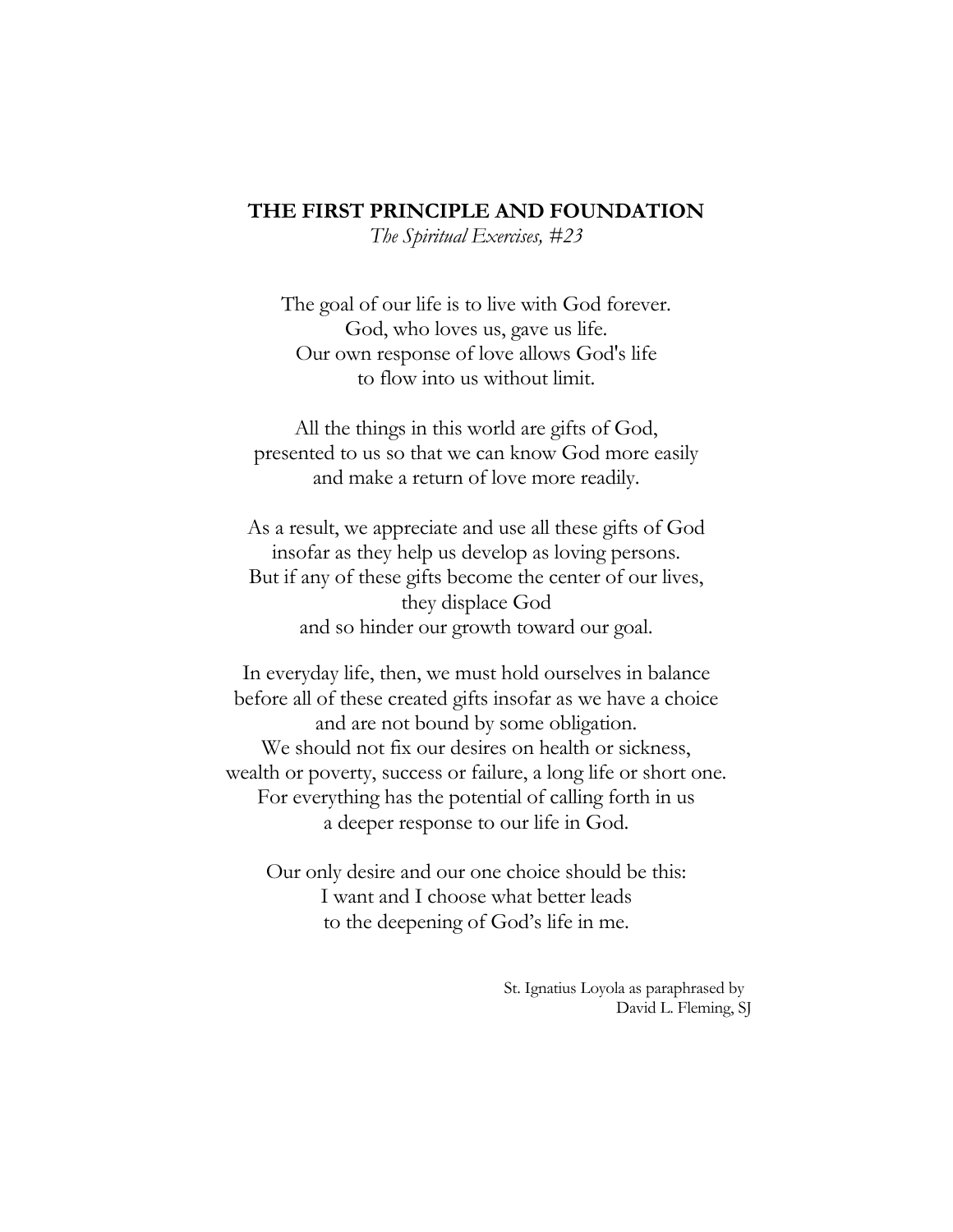## THE FIRST PRINCIPLE AND FOUNDATION

*The Spiritual Exercises, #23*

The goal of our life is to live with God forever.
God, who loves us, gave us life.
Our own response of love allows God's life
to flow into us without limit.

All the things in this world are gifts of God,
presented to us so that we can know God more easily
and make a return of love more readily.

As a result, we appreciate and use all these gifts of God
insofar as they help us develop as loving persons.
But if any of these gifts become the center of our lives,
they displace God
and so hinder our growth toward our goal.

In everyday life, then, we must hold ourselves in balance
before all of these created gifts insofar as we have a choice
and are not bound by some obligation.
We should not fix our desires on health or sickness,
wealth or poverty, success or failure, a long life or short one.
For everything has the potential of calling forth in us
a deeper response to our life in God.

Our only desire and our one choice should be this:
I want and I choose what better leads
to the deepening of God's life in me.

St. Ignatius Loyola as paraphrased by
David L. Fleming, SJ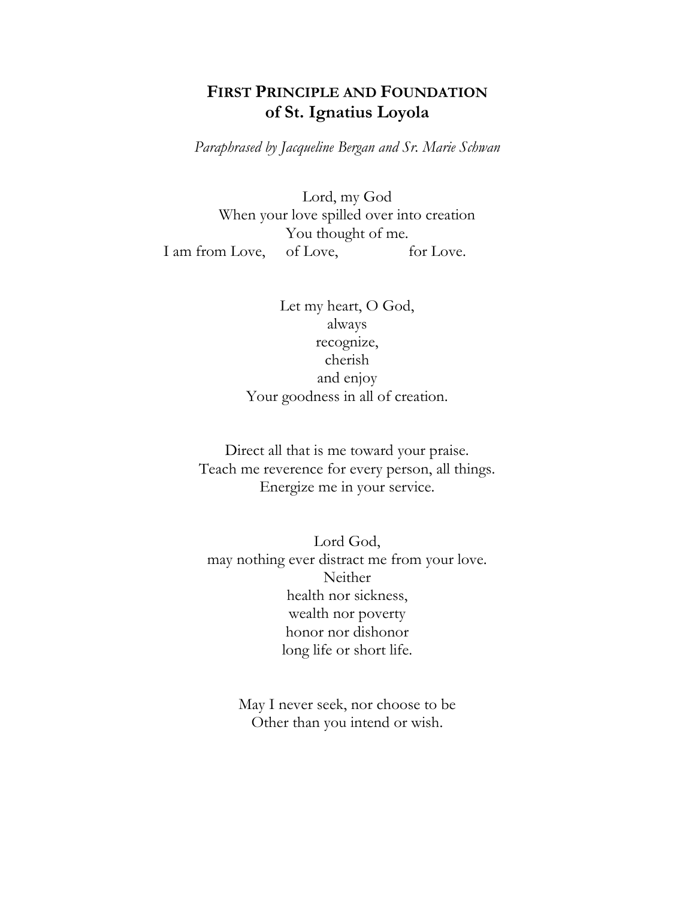## **First Principle and Foundation of St. Ignatius Loyola**

*Paraphrased by Jacqueline Bergan and Sr. Marie Schwan*

Lord, my God
When your love spilled over into creation
You thought of me.
I am from Love, of Love, for Love.

Let my heart, O God,
always
recognize,
cherish
and enjoy
Your goodness in all of creation.

Direct all that is me toward your praise.
Teach me reverence for every person, all things.
Energize me in your service.

Lord God,
may nothing ever distract me from your love.
Neither
health nor sickness,
wealth nor poverty
honor nor dishonor
long life or short life.

May I never seek, nor choose to be
Other than you intend or wish.